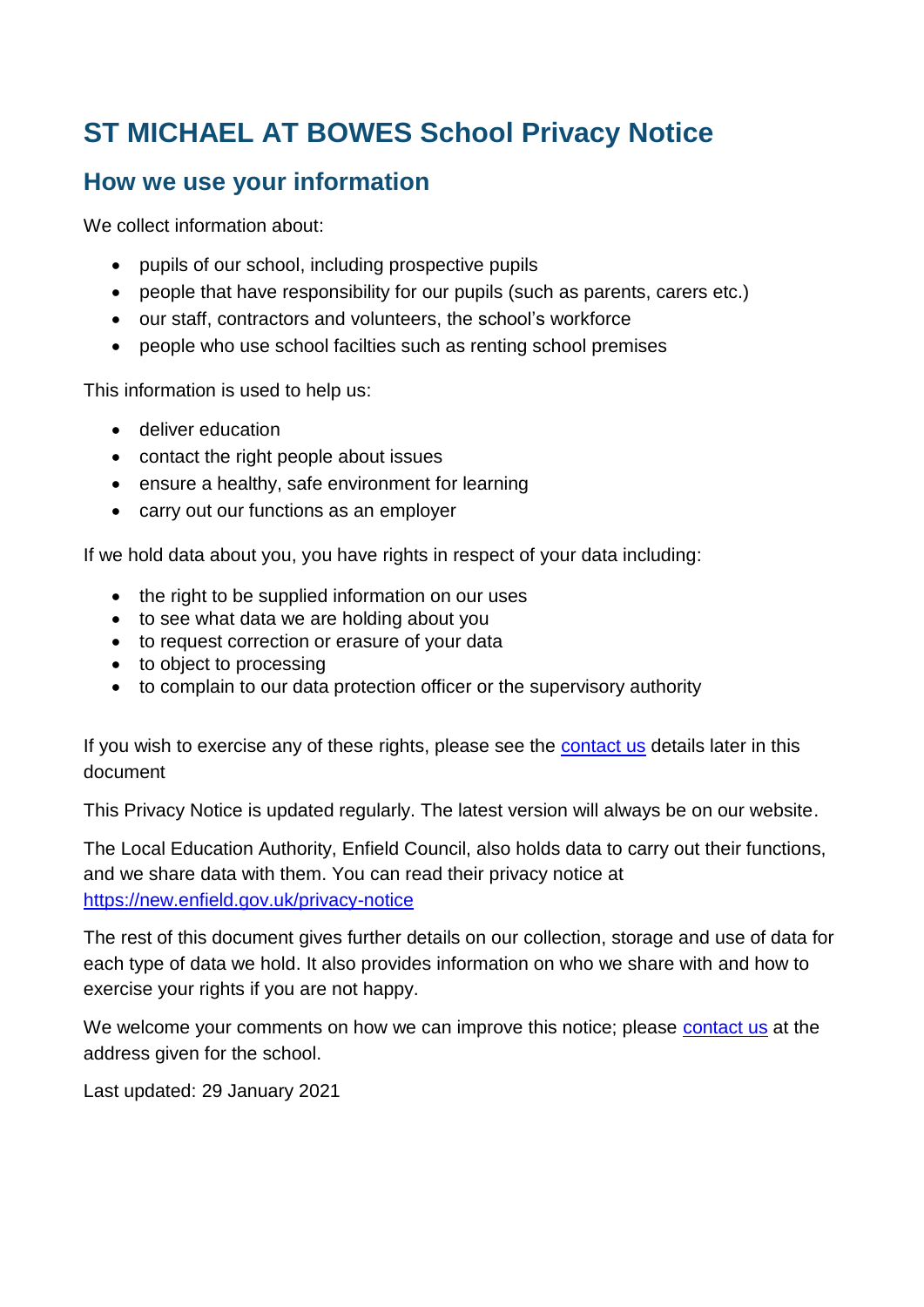# ST MICHAEL AT BOWES School Privacy Notice

## How we use your information

We collect information about:

- pupils of our school, including prospective pupils
- people that have responsibility for our pupils (such as parents, carers etc.)
- our staff, contractors and volunteers, the school's workforce
- people who use school facilties such as renting school premises

This information is used to help us:

- deliver education
- contact the right people about issues
- ensure a healthy, safe environment for learning
- carry out our functions as an employer

If we hold data about you, you have rights in respect of your data including:

- the right to be supplied information on our uses
- to see what data we are holding about you
- to request correction or erasure of your data
- to object to processing
- to complain to our data protection officer or the supervisory authority

If you wish to exercise any of these rights, please see the contact us details later in this document

This Privacy Notice is updated regularly. The latest version will always be on our website.

The Local Education Authority, Enfield Council, also holds data to carry out their functions, and we share data with them. You can read their privacy notice at https://new.enfield.gov.uk/privacy-notice

The rest of this document gives further details on our collection, storage and use of data for each type of data we hold. It also provides information on who we share with and how to exercise your rights if you are not happy.

We welcome your comments on how we can improve this notice; please contact us at the address given for the school.

Last updated: 29 January 2021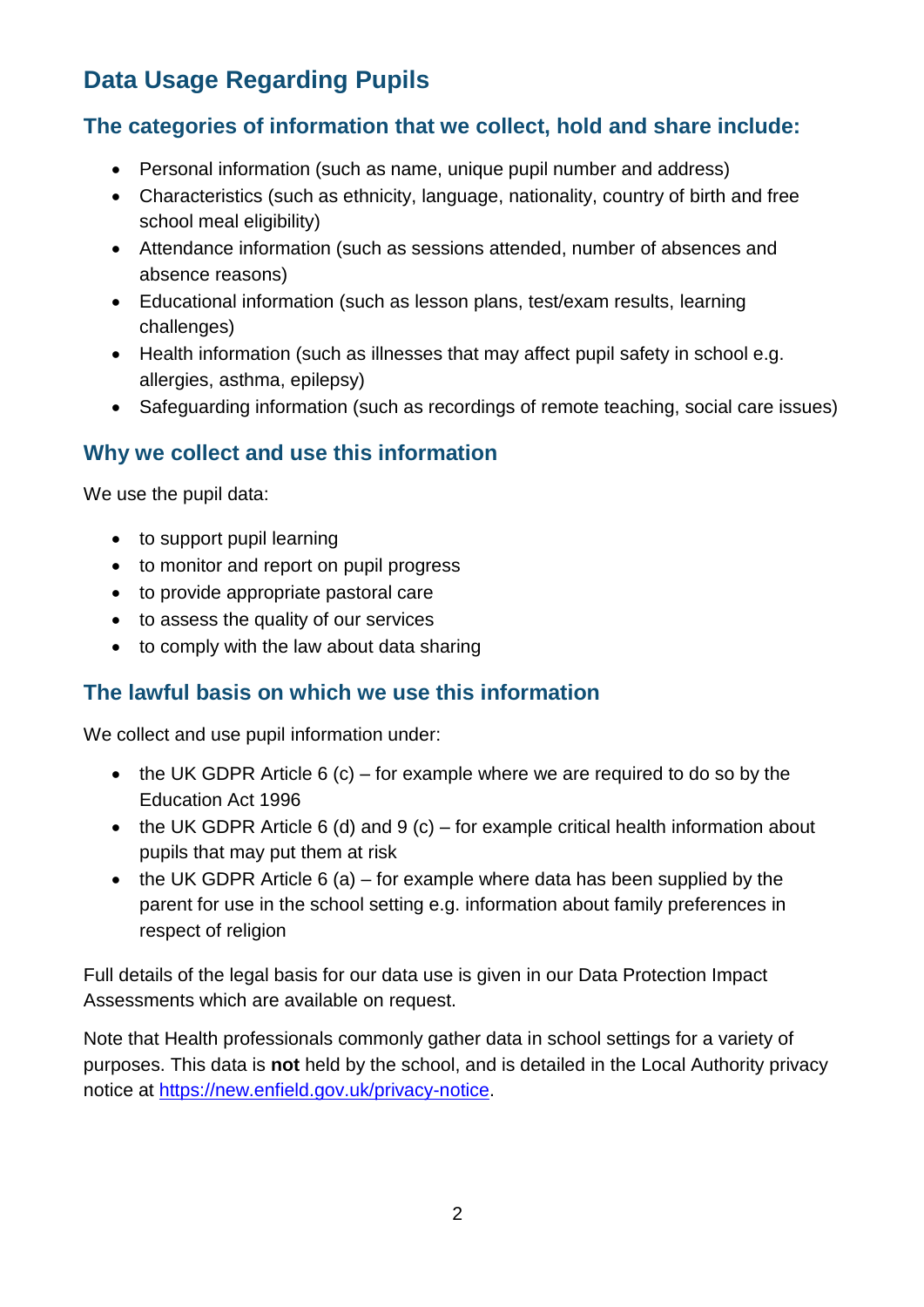# Data Usage Regarding Pupils

## The categories of information that we collect, hold and share include:

- Personal information (such as name, unique pupil number and address)
- Characteristics (such as ethnicity, language, nationality, country of birth and free school meal eligibility)
- Attendance information (such as sessions attended, number of absences and absence reasons)
- Educational information (such as lesson plans, test/exam results, learning challenges)
- Health information (such as illnesses that may affect pupil safety in school e.g. allergies, asthma, epilepsy)
- Safeguarding information (such as recordings of remote teaching, social care issues)

## Why we collect and use this information

We use the pupil data:

- to support pupil learning
- to monitor and report on pupil progress
- to provide appropriate pastoral care
- to assess the quality of our services
- to comply with the law about data sharing

## The lawful basis on which we use this information

We collect and use pupil information under:

- the UK GDPR Article 6 (c) – for example where we are required to do so by the Education Act 1996
- the UK GDPR Article 6 (d) and 9 (c) – for example critical health information about pupils that may put them at risk
- the UK GDPR Article 6 (a) – for example where data has been supplied by the parent for use in the school setting e.g. information about family preferences in respect of religion

Full details of the legal basis for our data use is given in our Data Protection Impact Assessments which are available on request.

Note that Health professionals commonly gather data in school settings for a variety of purposes. This data is **not** held by the school, and is detailed in the Local Authority privacy notice at [https://new.enfield.gov.uk/privacy-notice](https://new.enfield.gov.uk/privacy-notice).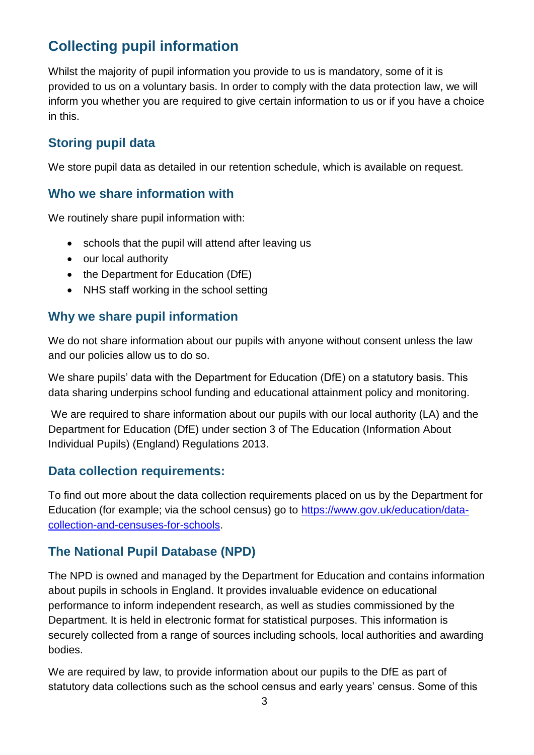## Collecting pupil information

Whilst the majority of pupil information you provide to us is mandatory, some of it is provided to us on a voluntary basis. In order to comply with the data protection law, we will inform you whether you are required to give certain information to us or if you have a choice in this.

### Storing pupil data

We store pupil data as detailed in our retention schedule, which is available on request.

### Who we share information with

We routinely share pupil information with:

- schools that the pupil will attend after leaving us
- our local authority
- the Department for Education (DfE)
- NHS staff working in the school setting

### Why we share pupil information

We do not share information about our pupils with anyone without consent unless the law and our policies allow us to do so.

We share pupils' data with the Department for Education (DfE) on a statutory basis. This data sharing underpins school funding and educational attainment policy and monitoring.

We are required to share information about our pupils with our local authority (LA) and the Department for Education (DfE) under section 3 of The Education (Information About Individual Pupils) (England) Regulations 2013.

### Data collection requirements:

To find out more about the data collection requirements placed on us by the Department for Education (for example; via the school census) go to [https://www.gov.uk/education/data-collection-and-censuses-for-schools](https://www.gov.uk/education/data-collection-and-censuses-for-schools).

### The National Pupil Database (NPD)

The NPD is owned and managed by the Department for Education and contains information about pupils in schools in England. It provides invaluable evidence on educational performance to inform independent research, as well as studies commissioned by the Department. It is held in electronic format for statistical purposes. This information is securely collected from a range of sources including schools, local authorities and awarding bodies.

We are required by law, to provide information about our pupils to the DfE as part of statutory data collections such as the school census and early years' census. Some of this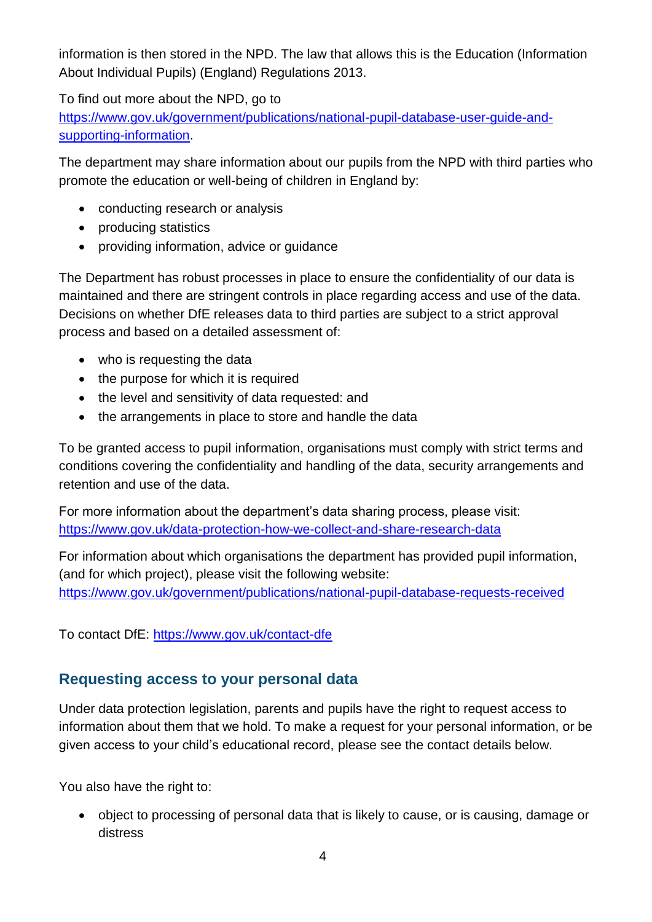information is then stored in the NPD. The law that allows this is the Education (Information About Individual Pupils) (England) Regulations 2013.

To find out more about the NPD, go to [https://www.gov.uk/government/publications/national-pupil-database-user-guide-and-supporting-information](https://www.gov.uk/government/publications/national-pupil-database-user-guide-and-supporting-information).

The department may share information about our pupils from the NPD with third parties who promote the education or well-being of children in England by:

- conducting research or analysis
- producing statistics
- providing information, advice or guidance

The Department has robust processes in place to ensure the confidentiality of our data is maintained and there are stringent controls in place regarding access and use of the data. Decisions on whether DfE releases data to third parties are subject to a strict approval process and based on a detailed assessment of:

- who is requesting the data
- the purpose for which it is required
- the level and sensitivity of data requested: and
- the arrangements in place to store and handle the data

To be granted access to pupil information, organisations must comply with strict terms and conditions covering the confidentiality and handling of the data, security arrangements and retention and use of the data.

For more information about the department's data sharing process, please visit: [https://www.gov.uk/data-protection-how-we-collect-and-share-research-data](https://www.gov.uk/data-protection-how-we-collect-and-share-research-data)

For information about which organisations the department has provided pupil information, (and for which project), please visit the following website: [https://www.gov.uk/government/publications/national-pupil-database-requests-received](https://www.gov.uk/government/publications/national-pupil-database-requests-received)

To contact DfE: [https://www.gov.uk/contact-dfe](https://www.gov.uk/contact-dfe)

## Requesting access to your personal data

Under data protection legislation, parents and pupils have the right to request access to information about them that we hold. To make a request for your personal information, or be given access to your child's educational record, please see the contact details below.

You also have the right to:

- object to processing of personal data that is likely to cause, or is causing, damage or distress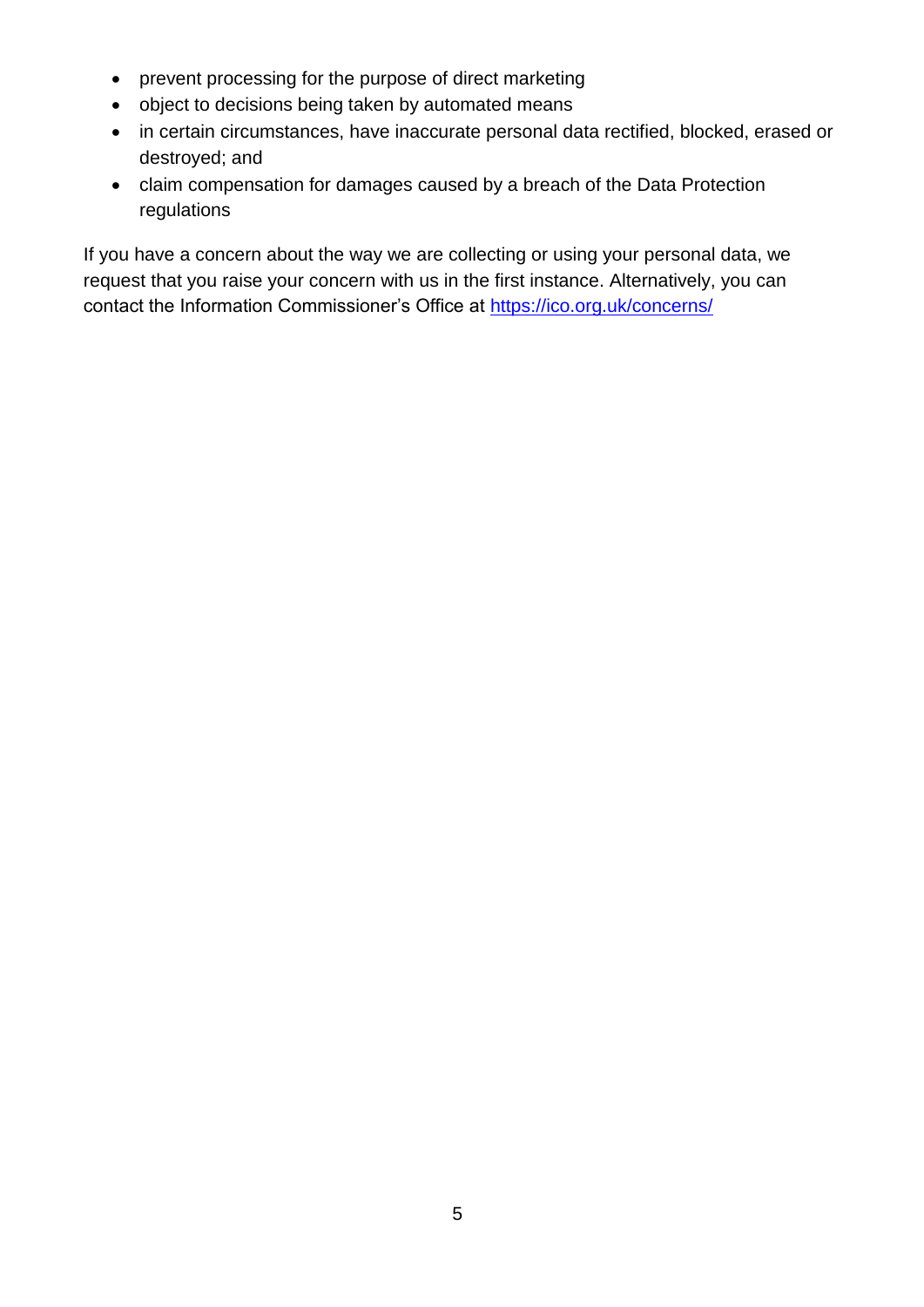- prevent processing for the purpose of direct marketing
- object to decisions being taken by automated means
- in certain circumstances, have inaccurate personal data rectified, blocked, erased or destroyed; and
- claim compensation for damages caused by a breach of the Data Protection regulations

If you have a concern about the way we are collecting or using your personal data, we request that you raise your concern with us in the first instance. Alternatively, you can contact the Information Commissioner's Office at [https://ico.org.uk/concerns/](https://ico.org.uk/concerns/)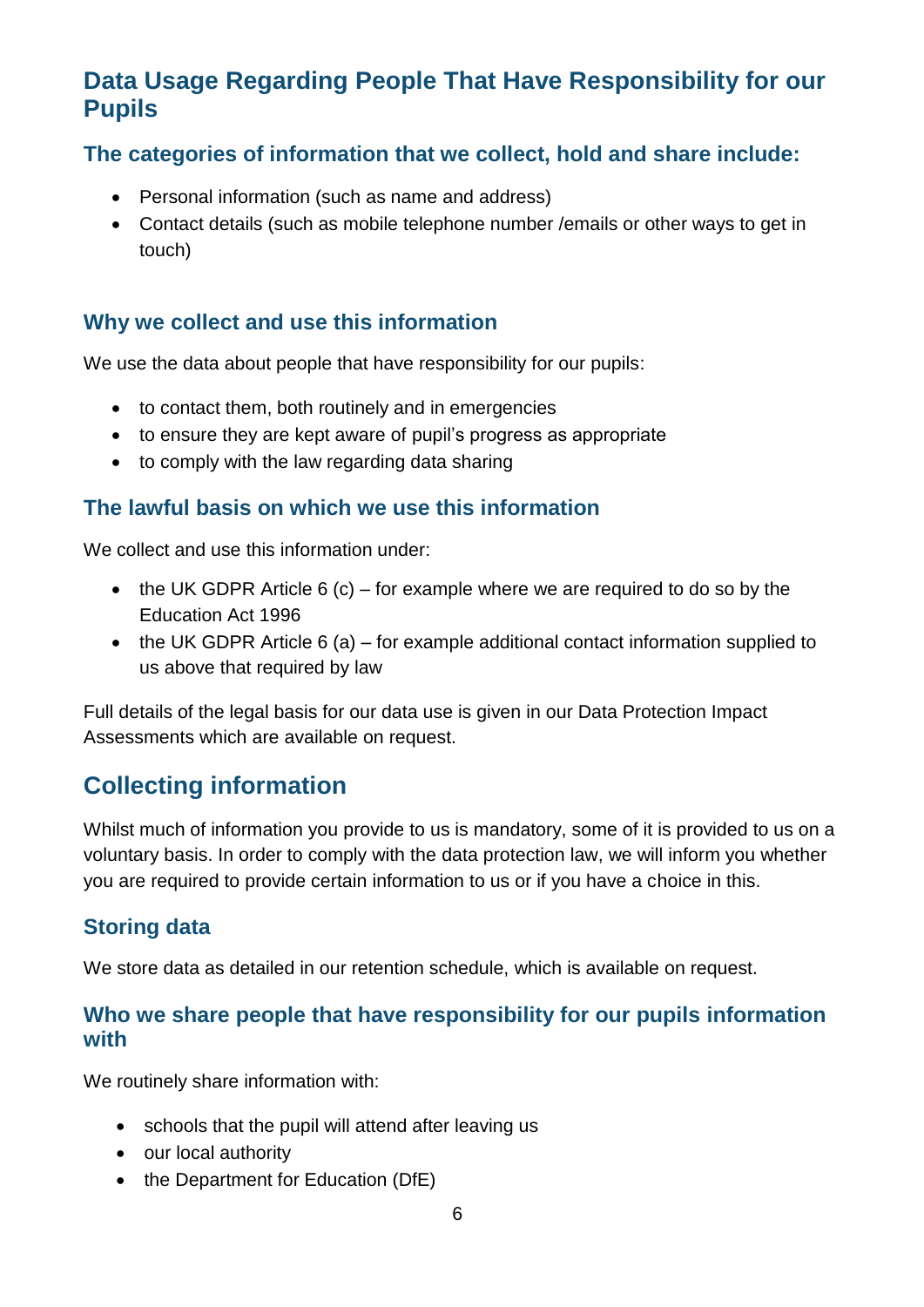## Data Usage Regarding People That Have Responsibility for our Pupils

### The categories of information that we collect, hold and share include:

- Personal information (such as name and address)
- Contact details (such as mobile telephone number /emails or other ways to get in touch)

### Why we collect and use this information

We use the data about people that have responsibility for our pupils:

- to contact them, both routinely and in emergencies
- to ensure they are kept aware of pupil's progress as appropriate
- to comply with the law regarding data sharing

### The lawful basis on which we use this information

We collect and use this information under:

- the UK GDPR Article 6 (c) – for example where we are required to do so by the Education Act 1996
- the UK GDPR Article 6 (a) – for example additional contact information supplied to us above that required by law

Full details of the legal basis for our data use is given in our Data Protection Impact Assessments which are available on request.

## Collecting information

Whilst much of information you provide to us is mandatory, some of it is provided to us on a voluntary basis. In order to comply with the data protection law, we will inform you whether you are required to provide certain information to us or if you have a choice in this.

### Storing data

We store data as detailed in our retention schedule, which is available on request.

### Who we share people that have responsibility for our pupils information with

We routinely share information with:

- schools that the pupil will attend after leaving us
- our local authority
- the Department for Education (DfE)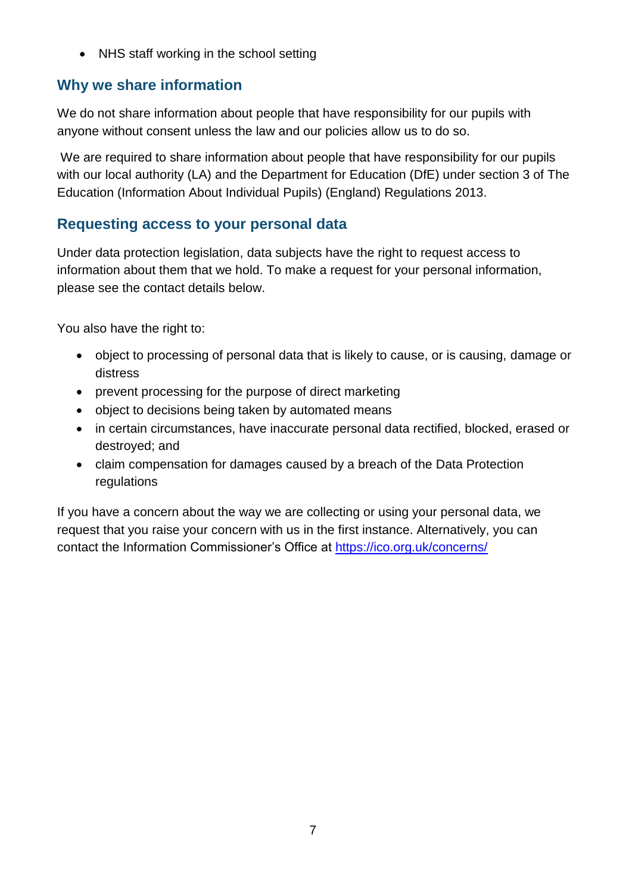- NHS staff working in the school setting

## Why we share information

We do not share information about people that have responsibility for our pupils with anyone without consent unless the law and our policies allow us to do so.

We are required to share information about people that have responsibility for our pupils with our local authority (LA) and the Department for Education (DfE) under section 3 of The Education (Information About Individual Pupils) (England) Regulations 2013.

## Requesting access to your personal data

Under data protection legislation, data subjects have the right to request access to information about them that we hold. To make a request for your personal information, please see the contact details below.

You also have the right to:

- object to processing of personal data that is likely to cause, or is causing, damage or distress
- prevent processing for the purpose of direct marketing
- object to decisions being taken by automated means
- in certain circumstances, have inaccurate personal data rectified, blocked, erased or destroyed; and
- claim compensation for damages caused by a breach of the Data Protection regulations

If you have a concern about the way we are collecting or using your personal data, we request that you raise your concern with us in the first instance. Alternatively, you can contact the Information Commissioner's Office at [https://ico.org.uk/concerns/](https://ico.org.uk/concerns/)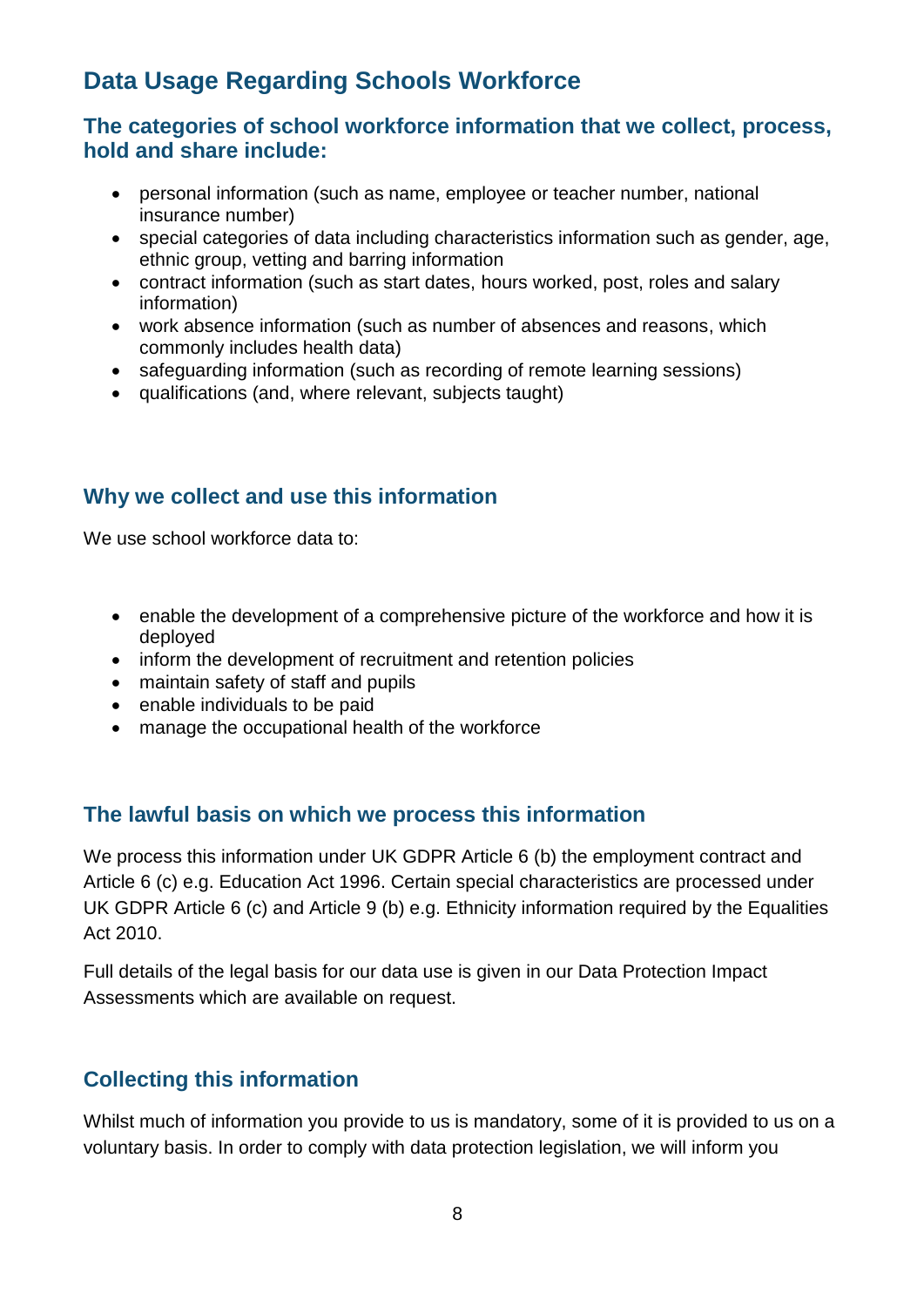## Data Usage Regarding Schools Workforce

### The categories of school workforce information that we collect, process, hold and share include:

- personal information (such as name, employee or teacher number, national insurance number)
- special categories of data including characteristics information such as gender, age, ethnic group, vetting and barring information
- contract information (such as start dates, hours worked, post, roles and salary information)
- work absence information (such as number of absences and reasons, which commonly includes health data)
- safeguarding information (such as recording of remote learning sessions)
- qualifications (and, where relevant, subjects taught)

### Why we collect and use this information

We use school workforce data to:

- enable the development of a comprehensive picture of the workforce and how it is deployed
- inform the development of recruitment and retention policies
- maintain safety of staff and pupils
- enable individuals to be paid
- manage the occupational health of the workforce

### The lawful basis on which we process this information

We process this information under UK GDPR Article 6 (b) the employment contract and Article 6 (c) e.g. Education Act 1996. Certain special characteristics are processed under UK GDPR Article 6 (c) and Article 9 (b) e.g. Ethnicity information required by the Equalities Act 2010.

Full details of the legal basis for our data use is given in our Data Protection Impact Assessments which are available on request.

### Collecting this information

Whilst much of information you provide to us is mandatory, some of it is provided to us on a voluntary basis. In order to comply with data protection legislation, we will inform you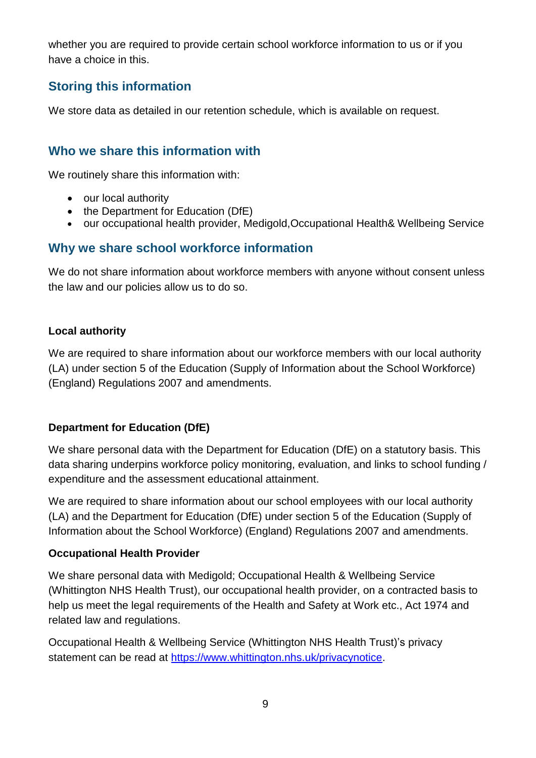whether you are required to provide certain school workforce information to us or if you have a choice in this.

## Storing this information

We store data as detailed in our retention schedule, which is available on request.

## Who we share this information with

We routinely share this information with:

- our local authority
- the Department for Education (DfE)
- our occupational health provider, Medigold,Occupational Health& Wellbeing Service

## Why we share school workforce information

We do not share information about workforce members with anyone without consent unless the law and our policies allow us to do so.

**Local authority**

We are required to share information about our workforce members with our local authority (LA) under section 5 of the Education (Supply of Information about the School Workforce) (England) Regulations 2007 and amendments.

**Department for Education (DfE)**

We share personal data with the Department for Education (DfE) on a statutory basis. This data sharing underpins workforce policy monitoring, evaluation, and links to school funding / expenditure and the assessment educational attainment.

We are required to share information about our school employees with our local authority (LA) and the Department for Education (DfE) under section 5 of the Education (Supply of Information about the School Workforce) (England) Regulations 2007 and amendments.

**Occupational Health Provider**

We share personal data with Medigold; Occupational Health & Wellbeing Service (Whittington NHS Health Trust), our occupational health provider, on a contracted basis to help us meet the legal requirements of the Health and Safety at Work etc., Act 1974 and related law and regulations.

Occupational Health & Wellbeing Service (Whittington NHS Health Trust)'s privacy statement can be read at [https://www.whittington.nhs.uk/privacynotice](https://www.whittington.nhs.uk/privacynotice).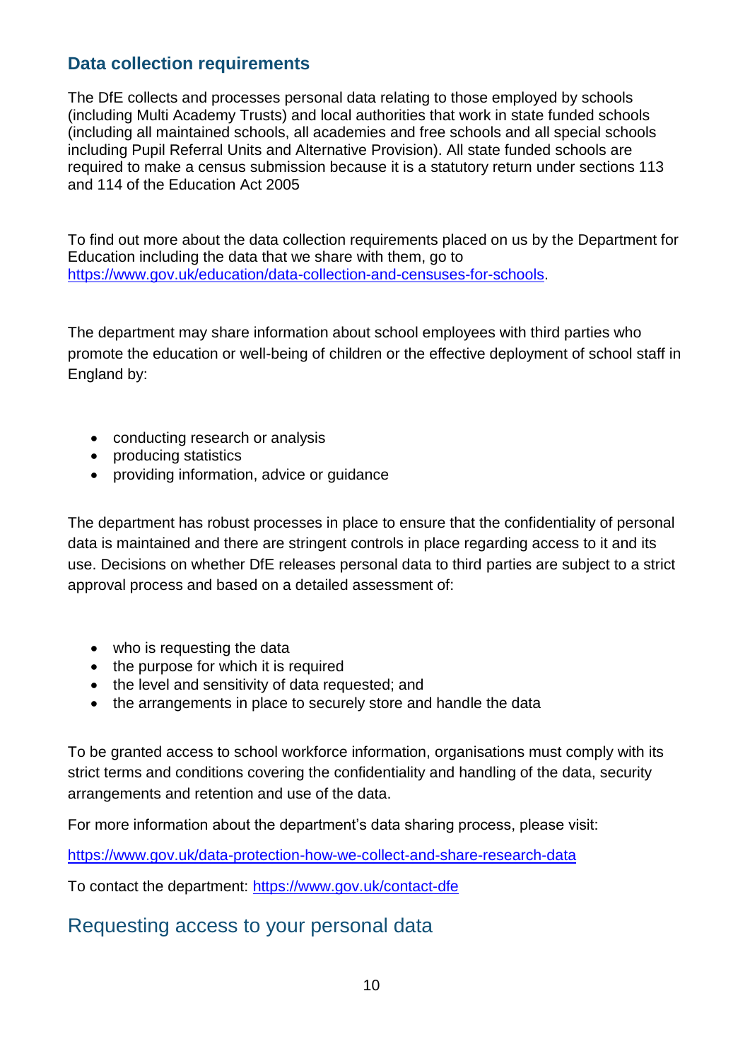## Data collection requirements

The DfE collects and processes personal data relating to those employed by schools (including Multi Academy Trusts) and local authorities that work in state funded schools (including all maintained schools, all academies and free schools and all special schools including Pupil Referral Units and Alternative Provision). All state funded schools are required to make a census submission because it is a statutory return under sections 113 and 114 of the Education Act 2005

To find out more about the data collection requirements placed on us by the Department for Education including the data that we share with them, go to https://www.gov.uk/education/data-collection-and-censuses-for-schools.

The department may share information about school employees with third parties who promote the education or well-being of children or the effective deployment of school staff in England by:

- conducting research or analysis
- producing statistics
- providing information, advice or guidance

The department has robust processes in place to ensure that the confidentiality of personal data is maintained and there are stringent controls in place regarding access to it and its use. Decisions on whether DfE releases personal data to third parties are subject to a strict approval process and based on a detailed assessment of:

- who is requesting the data
- the purpose for which it is required
- the level and sensitivity of data requested; and
- the arrangements in place to securely store and handle the data

To be granted access to school workforce information, organisations must comply with its strict terms and conditions covering the confidentiality and handling of the data, security arrangements and retention and use of the data.

For more information about the department's data sharing process, please visit:

https://www.gov.uk/data-protection-how-we-collect-and-share-research-data

To contact the department: https://www.gov.uk/contact-dfe

## Requesting access to your personal data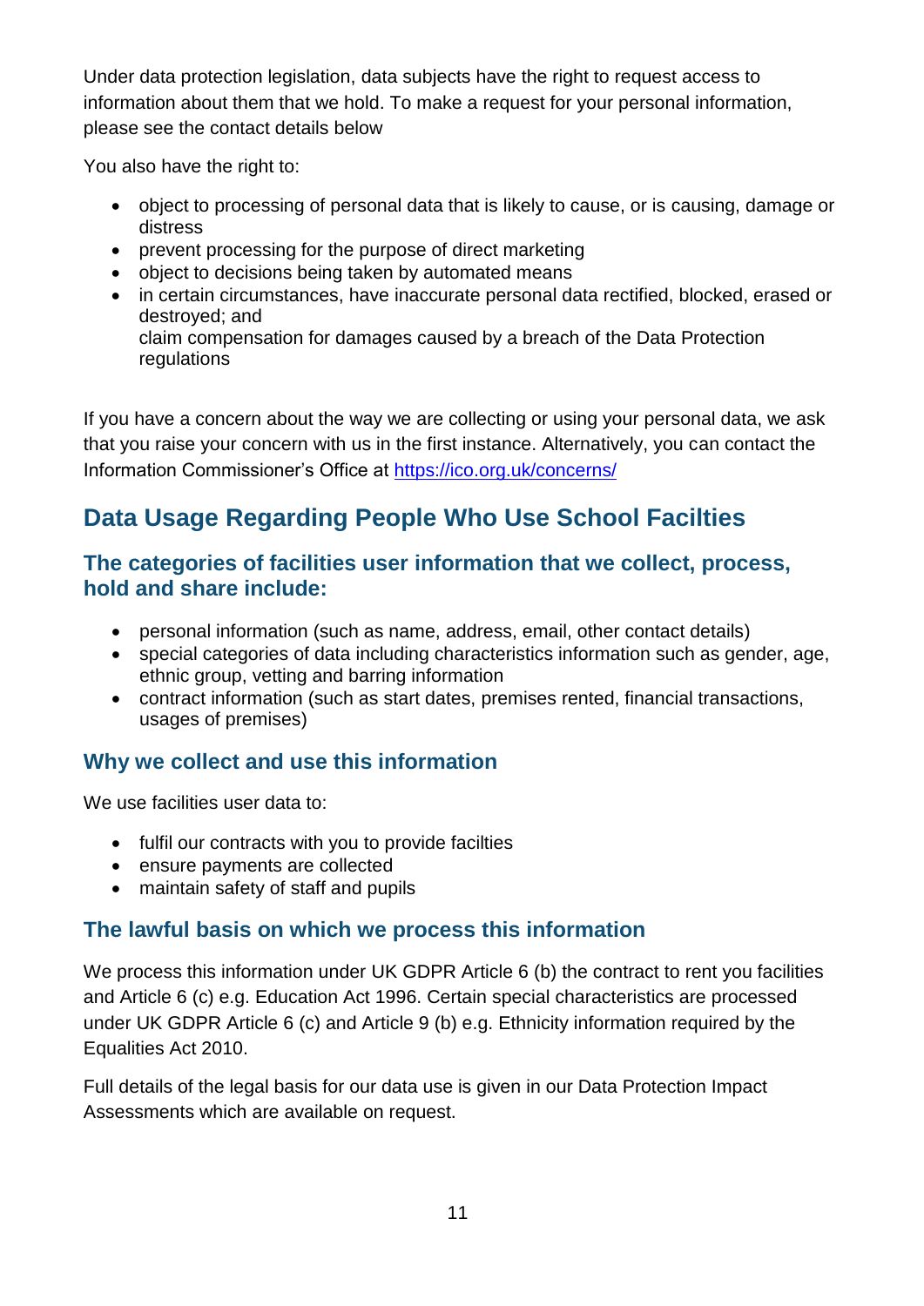Under data protection legislation, data subjects have the right to request access to information about them that we hold. To make a request for your personal information, please see the contact details below

You also have the right to:

- object to processing of personal data that is likely to cause, or is causing, damage or distress
- prevent processing for the purpose of direct marketing
- object to decisions being taken by automated means
- in certain circumstances, have inaccurate personal data rectified, blocked, erased or destroyed; and
  claim compensation for damages caused by a breach of the Data Protection regulations

If you have a concern about the way we are collecting or using your personal data, we ask that you raise your concern with us in the first instance. Alternatively, you can contact the Information Commissioner's Office at [https://ico.org.uk/concerns/](https://ico.org.uk/concerns/)

## Data Usage Regarding People Who Use School Facilties

### The categories of facilities user information that we collect, process, hold and share include:

- personal information (such as name, address, email, other contact details)
- special categories of data including characteristics information such as gender, age, ethnic group, vetting and barring information
- contract information (such as start dates, premises rented, financial transactions, usages of premises)

### Why we collect and use this information

We use facilities user data to:

- fulfil our contracts with you to provide facilties
- ensure payments are collected
- maintain safety of staff and pupils

### The lawful basis on which we process this information

We process this information under UK GDPR Article 6 (b) the contract to rent you facilities and Article 6 (c) e.g. Education Act 1996. Certain special characteristics are processed under UK GDPR Article 6 (c) and Article 9 (b) e.g. Ethnicity information required by the Equalities Act 2010.

Full details of the legal basis for our data use is given in our Data Protection Impact Assessments which are available on request.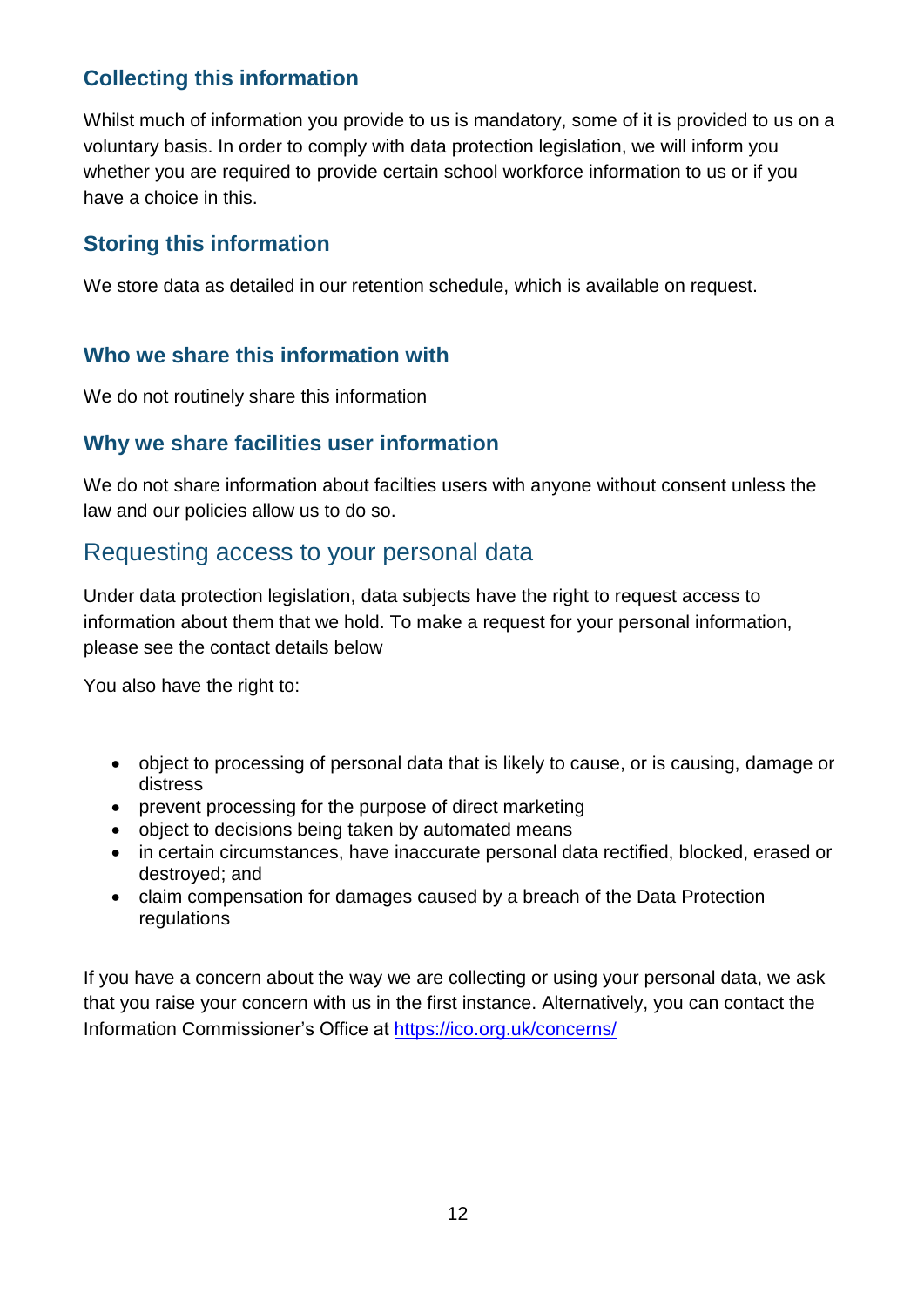### Collecting this information

Whilst much of information you provide to us is mandatory, some of it is provided to us on a voluntary basis. In order to comply with data protection legislation, we will inform you whether you are required to provide certain school workforce information to us or if you have a choice in this.

### Storing this information

We store data as detailed in our retention schedule, which is available on request.

### Who we share this information with

We do not routinely share this information

### Why we share facilities user information

We do not share information about facilties users with anyone without consent unless the law and our policies allow us to do so.

## Requesting access to your personal data

Under data protection legislation, data subjects have the right to request access to information about them that we hold. To make a request for your personal information, please see the contact details below

You also have the right to:

- object to processing of personal data that is likely to cause, or is causing, damage or distress
- prevent processing for the purpose of direct marketing
- object to decisions being taken by automated means
- in certain circumstances, have inaccurate personal data rectified, blocked, erased or destroyed; and
- claim compensation for damages caused by a breach of the Data Protection regulations

If you have a concern about the way we are collecting or using your personal data, we ask that you raise your concern with us in the first instance. Alternatively, you can contact the Information Commissioner's Office at [https://ico.org.uk/concerns/](https://ico.org.uk/concerns/)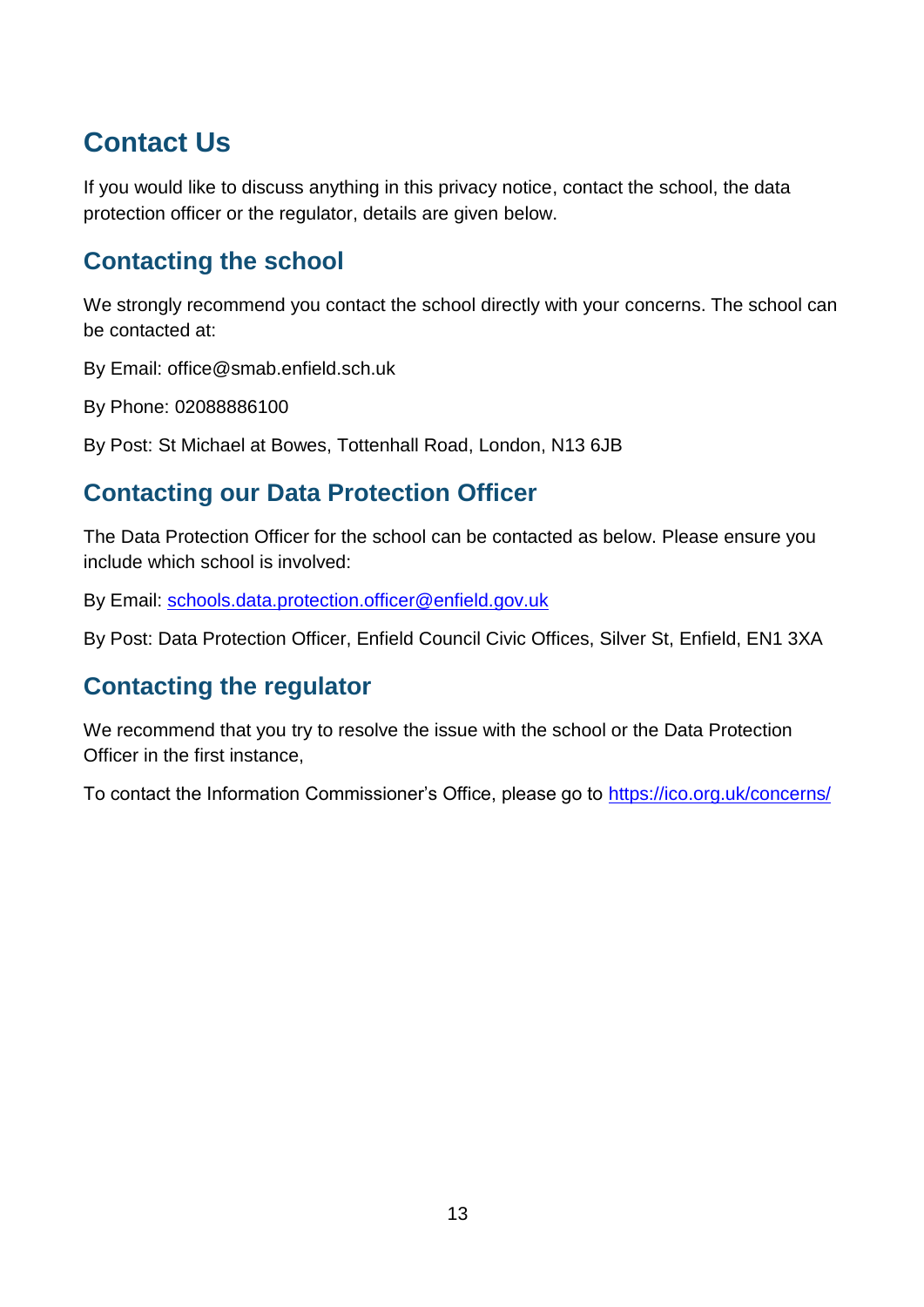# Contact Us

If you would like to discuss anything in this privacy notice, contact the school, the data protection officer or the regulator, details are given below.

## Contacting the school

We strongly recommend you contact the school directly with your concerns. The school can be contacted at:

By Email: office@smab.enfield.sch.uk

By Phone: 02088886100

By Post: St Michael at Bowes, Tottenhall Road, London, N13 6JB

## Contacting our Data Protection Officer

The Data Protection Officer for the school can be contacted as below. Please ensure you include which school is involved:

By Email: schools.data.protection.officer@enfield.gov.uk

By Post: Data Protection Officer, Enfield Council Civic Offices, Silver St, Enfield, EN1 3XA

## Contacting the regulator

We recommend that you try to resolve the issue with the school or the Data Protection Officer in the first instance,

To contact the Information Commissioner's Office, please go to https://ico.org.uk/concerns/